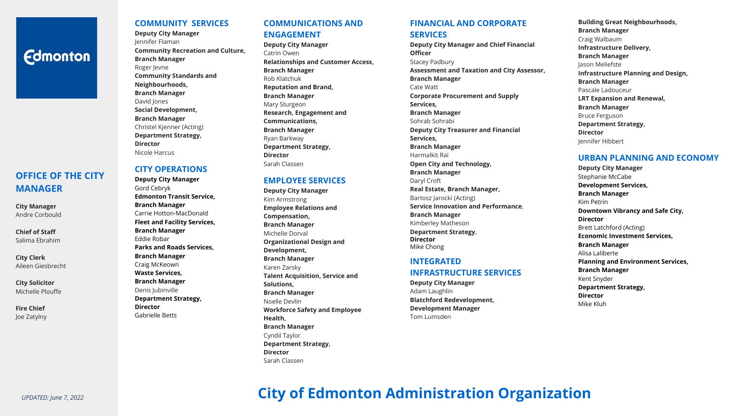Edmonton

# City of Edmonton Administration Organization

## OFFICE OF THE CITY MANAGER

**City Manager**
Andre Corbould

**Chief of Staff**
Salima Ebrahim

**City Clerk**
Aileen Giesbrecht

**City Solicitor**
Michelle Plouffe

**Fire Chief**
Joe Zatylny

## COMMUNITY SERVICES

**Deputy City Manager**
Jennifer Flaman

**Community Recreation and Culture, Branch Manager**
Roger Jevne

**Community Standards and Neighbourhoods, Branch Manager**
David Jones

**Social Development, Branch Manager**
Christel Kjenner (Acting)

**Department Strategy, Director**
Nicole Harcus

## CITY OPERATIONS

**Deputy City Manager**
Gord Cebryk

**Edmonton Transit Service, Branch Manager**
Carrie Hotton-MacDonald

**Fleet and Facility Services, Branch Manager**
Eddie Robar

**Parks and Roads Services, Branch Manager**
Craig McKeown

**Waste Services, Branch Manager**
Denis Jubinville

**Department Strategy, Director**
Gabrielle Betts

## COMMUNICATIONS AND ENGAGEMENT

**Deputy City Manager**
Catrin Owen

**Relationships and Customer Access, Branch Manager**
Rob Klatchuk

**Reputation and Brand, Branch Manager**
Mary Sturgeon

**Research, Engagement and Communications, Branch Manager**
Ryan Barkway

**Department Strategy, Director**
Sarah Classen

## EMPLOYEE SERVICES

**Deputy City Manager**
Kim Armstrong

**Employee Relations and Compensation, Branch Manager**
Michelle Dorval

**Organizational Design and Development, Branch Manager**
Karen Zarsky

**Talent Acquisition, Service and Solutions, Branch Manager**
Noelle Devlin

**Workforce Safety and Employee Health, Branch Manager**
Cyndil Taylor

**Department Strategy, Director**
Sarah Classen

## FINANCIAL AND CORPORATE SERVICES

**Deputy City Manager and Chief Financial Officer**
Stacey Padbury

**Assessment and Taxation and City Assessor, Branch Manager**
Cate Watt

**Corporate Procurement and Supply Services, Branch Manager**
Sohrab Sohrabi

**Deputy City Treasurer and Financial Services, Branch Manager**
Harmalkit Rai

**Open City and Technology, Branch Manager**
Daryl Croft

**Real Estate, Branch Manager,**
Bartosz Jarocki (Acting)

**Service Innovation and Performance, Branch Manager**
Kimberley Matheson

**Department Strategy, Director**
Mike Chong

## INTEGRATED INFRASTRUCTURE SERVICES

**Deputy City Manager**
Adam Laughlin

**Blatchford Redevelopment, Development Manager**
Tom Lumsden

**Building Great Neighbourhoods, Branch Manager**
Craig Walbaum

**Infrastructure Delivery, Branch Manager**
Jason Meliefste

**Infrastructure Planning and Design, Branch Manager**
Pascale Ladouceur

**LRT Expansion and Renewal, Branch Manager**
Bruce Ferguson

**Department Strategy, Director**
Jennifer Hibbert

## URBAN PLANNING AND ECONOMY

**Deputy City Manager**
Stephanie McCabe

**Development Services, Branch Manager**
Kim Petrin

**Downtown Vibrancy and Safe City, Director**
Brett Latchford (Acting)

**Economic Investment Services, Branch Manager**
Alisa Laliberte

**Planning and Environment Services, Branch Manager**
Kent Snyder

**Department Strategy, Director**
Mike Kluh

*UPDATED: June 7, 2022*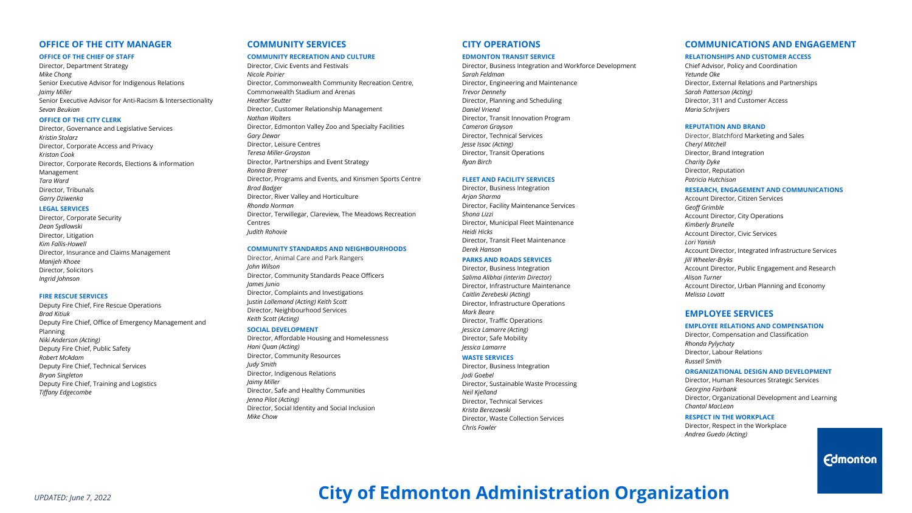# City of Edmonton Administration Organization

*UPDATED: June 7, 2022*

## OFFICE OF THE CITY MANAGER

### OFFICE OF THE CHIEF OF STAFF

Director, Department Strategy
*Mike Chong*
Senior Executive Advisor for Indigenous Relations
*Jaimy Miller*
Senior Executive Advisor for Anti-Racism & Intersectionality
*Sevan Beukian*

### OFFICE OF THE CITY CLERK

Director, Governance and Legislative Services
*Kristin Stolarz*
Director, Corporate Access and Privacy
*Kristan Cook*
Director, Corporate Records, Elections & information Management
*Tara Ward*
Director, Tribunals
*Garry Dziwenka*

### LEGAL SERVICES

Director, Corporate Security
*Dean Sydlowski*
Director, Litigation
*Kim Fallis-Howell*
Director, Insurance and Claims Management
*Manijeh Khoee*
Director, Solicitors
*Ingrid Johnson*

### FIRE RESCUE SERVICES

Deputy Fire Chief, Fire Rescue Operations
*Brad Kitiuk*
Deputy Fire Chief, Office of Emergency Management and Planning
*Niki Anderson (Acting)*
Deputy Fire Chief, Public Safety
*Robert McAdam*
Deputy Fire Chief, Technical Services
*Bryan Singleton*
Deputy Fire Chief, Training and Logistics
*Tiffany Edgecombe*

## COMMUNITY SERVICES

### COMMUNITY RECREATION AND CULTURE

Director, Civic Events and Festivals
*Nicole Poirier*
Director, Commonwealth Community Recreation Centre, Commonwealth Stadium and Arenas
*Heather Seutter*
Director, Customer Relationship Management
*Nathan Walters*
Director, Edmonton Valley Zoo and Specialty Facilities
*Gary Dewar*
Director, Leisure Centres
*Teresa Miller-Grayston*
Director, Partnerships and Event Strategy
*Ronna Bremer*
Director, Programs and Events, and Kinsmen Sports Centre
*Brad Badger*
Director, River Valley and Horticulture
*Rhonda Norman*
Director, Terwillegar, Clareview, The Meadows Recreation Centres
*Judith Rohovie*

### COMMUNITY STANDARDS AND NEIGHBOURHOODS

Director, Animal Care and Park Rangers
*John Wilson*
Director, Community Standards Peace Officers
*James Junio*
Director, Complaints and Investigations
*Justin Lallemand (Acting) Keith Scott*
Director, Neighbourhood Services
*Keith Scott (Acting)*

### SOCIAL DEVELOPMENT

Director, Affordable Housing and Homelessness
*Hani Quan (Acting)*
Director, Community Resources
*Judy Smith*
Director, Indigenous Relations
*Jaimy Miller*
Director, Safe and Healthy Communities
*Jenna Pilot (Acting)*
Director, Social Identity and Social Inclusion
*Mike Chow*

## CITY OPERATIONS

### EDMONTON TRANSIT SERVICE

Director, Business Integration and Workforce Development
*Sarah Feldman*
Director, Engineering and Maintenance
*Trevor Dennehy*
Director, Planning and Scheduling
*Daniel Vriend*
Director, Transit Innovation Program
*Cameron Grayson*
Director, Technical Services
*Jesse Issac (Acting)*
Director, Transit Operations
*Ryan Birch*

### FLEET AND FACILITY SERVICES

Director, Business Integration
*Arjan Sharma*
Director, Facility Maintenance Services
*Shona Lizzi*
Director, Municipal Fleet Maintenance
*Heidi Hicks*
Director, Transit Fleet Maintenance
*Derek Hanson*

### PARKS AND ROADS SERVICES

Director, Business Integration
*Salima Alibhai (interim Director)*
Director, Infrastructure Maintenance
*Caitlin Zerebeski (Acting)*
Director, Infrastructure Operations
*Mark Beare*
Director, Traffic Operations
*Jessica Lamarre (Acting)*
Director, Safe Mobility
*Jessica Lamarre*

### WASTE SERVICES

Director, Business Integration
*Jodi Goebel*
Director, Sustainable Waste Processing
*Neil Kjelland*
Director, Technical Services
*Krista Berezowski*
Director, Waste Collection Services
*Chris Fowler*

## COMMUNICATIONS AND ENGAGEMENT

### RELATIONSHIPS AND CUSTOMER ACCESS

Chief Advisor, Policy and Coordination
*Yetunde Oke*
Director, External Relations and Partnerships
*Sarah Patterson (Acting)*
Director, 311 and Customer Access
*Maria Schrijvers*

### REPUTATION AND BRAND

Director, Blatchford Marketing and Sales
*Cheryl Mitchell*
Director, Brand Integration
*Charity Dyke*
Director, Reputation
*Patricia Hutchison*

### RESEARCH, ENGAGEMENT AND COMMUNICATIONS

Account Director, Citizen Services
*Geoff Grimble*
Account Director, City Operations
*Kimberly Brunelle*
Account Director, Civic Services
*Lori Yanish*
Account Director, Integrated Infrastructure Services
*Jill Wheeler-Bryks*
Account Director, Public Engagement and Research
*Alison Turner*
Account Director, Urban Planning and Economy
*Melissa Lovatt*

## EMPLOYEE SERVICES

### EMPLOYEE RELATIONS AND COMPENSATION

Director, Compensation and Classification
*Rhonda Pylychaty*
Director, Labour Relations
*Russell Smith*

### ORGANIZATIONAL DESIGN AND DEVELOPMENT

Director, Human Resources Strategic Services
*Georgina Fairbank*
Director, Organizational Development and Learning
*Chantal MacLean*

### RESPECT IN THE WORKPLACE

Director, Respect in the Workplace
*Andrea Guedo (Acting)*

Edmonton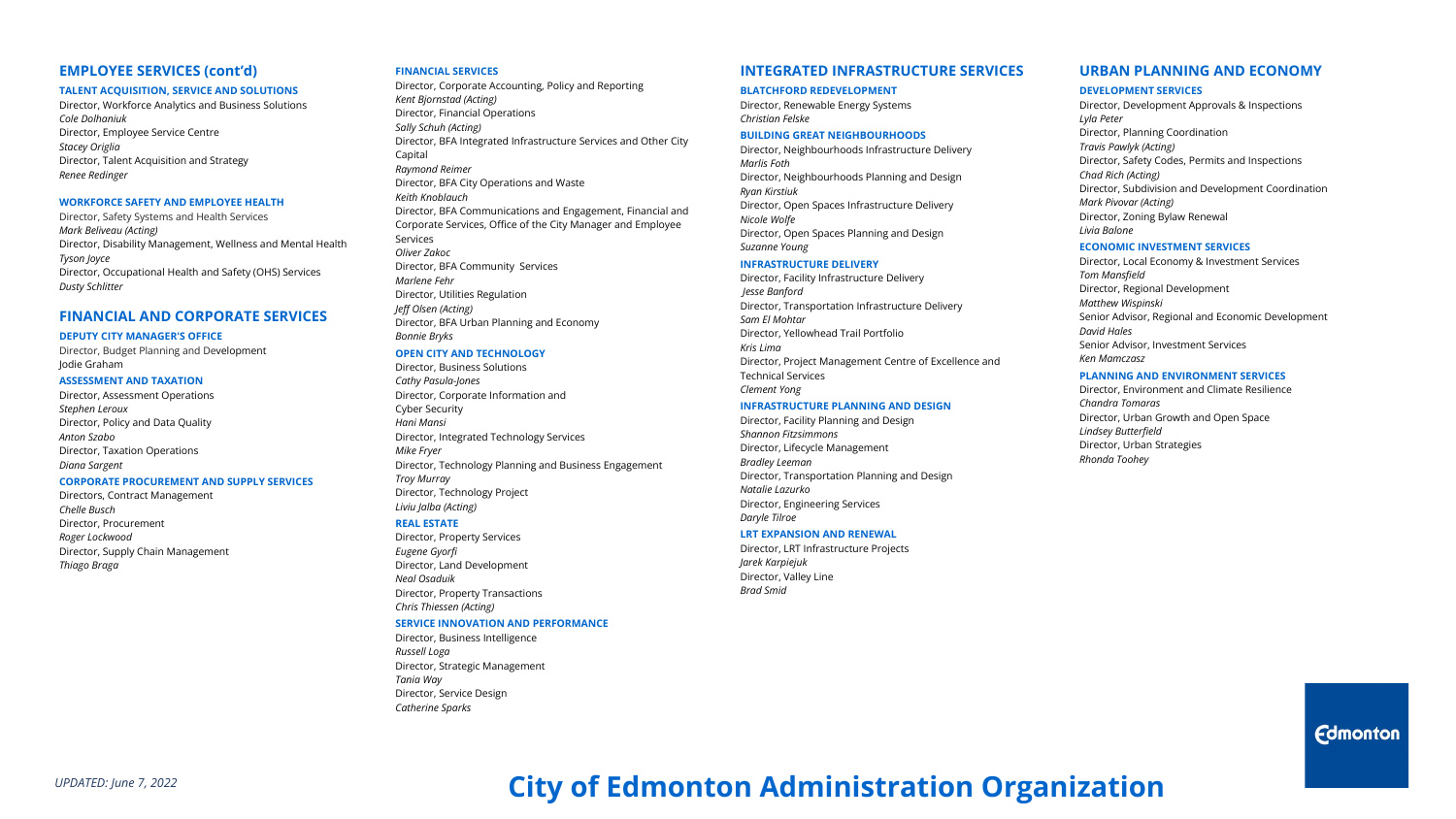## EMPLOYEE SERVICES (cont'd)

### TALENT ACQUISITION, SERVICE AND SOLUTIONS

Director, Workforce Analytics and Business Solutions
*Cole Dolhaniuk*
Director, Employee Service Centre
*Stacey Origlia*
Director, Talent Acquisition and Strategy
*Renee Redinger*

### WORKFORCE SAFETY AND EMPLOYEE HEALTH

Director, Safety Systems and Health Services
*Mark Beliveau (Acting)*
Director, Disability Management, Wellness and Mental Health
*Tyson Joyce*
Director, Occupational Health and Safety (OHS) Services
*Dusty Schlitter*

## FINANCIAL AND CORPORATE SERVICES

### DEPUTY CITY MANAGER'S OFFICE

Director, Budget Planning and Development
Jodie Graham

### ASSESSMENT AND TAXATION

Director, Assessment Operations
*Stephen Leroux*
Director, Policy and Data Quality
*Anton Szabo*
Director, Taxation Operations
*Diana Sargent*

### CORPORATE PROCUREMENT AND SUPPLY SERVICES

Directors, Contract Management
*Chelle Busch*
Director, Procurement
*Roger Lockwood*
Director, Supply Chain Management
*Thiago Braga*

### FINANCIAL SERVICES

Director, Corporate Accounting, Policy and Reporting
*Kent Bjornstad (Acting)*
Director, Financial Operations
*Sally Schuh (Acting)*
Director, BFA Integrated Infrastructure Services and Other City Capital
*Raymond Reimer*
Director, BFA City Operations and Waste
*Keith Knoblauch*
Director, BFA Communications and Engagement, Financial and Corporate Services, Office of the City Manager and Employee Services
*Oliver Zakoc*
Director, BFA Community Services
*Marlene Fehr*
Director, Utilities Regulation
*Jeff Olsen (Acting)*
Director, BFA Urban Planning and Economy
*Bonnie Bryks*

### OPEN CITY AND TECHNOLOGY

Director, Business Solutions
*Cathy Pasula-Jones*
Director, Corporate Information and Cyber Security
*Hani Mansi*
Director, Integrated Technology Services
*Mike Fryer*
Director, Technology Planning and Business Engagement
*Troy Murray*
Director, Technology Project
*Liviu Jalba (Acting)*

### REAL ESTATE

Director, Property Services
*Eugene Gyorfi*
Director, Land Development
*Neal Osaduik*
Director, Property Transactions
*Chris Thiessen (Acting)*

### SERVICE INNOVATION AND PERFORMANCE

Director, Business Intelligence
*Russell Loga*
Director, Strategic Management
*Tania Way*
Director, Service Design
*Catherine Sparks*

## INTEGRATED INFRASTRUCTURE SERVICES

### BLATCHFORD REDEVELOPMENT

Director, Renewable Energy Systems
*Christian Felske*

### BUILDING GREAT NEIGHBOURHOODS

Director, Neighbourhoods Infrastructure Delivery
*Marlis Foth*
Director, Neighbourhoods Planning and Design
*Ryan Kirstiuk*
Director, Open Spaces Infrastructure Delivery
*Nicole Wolfe*
Director, Open Spaces Planning and Design
*Suzanne Young*

### INFRASTRUCTURE DELIVERY

Director, Facility Infrastructure Delivery
*Jesse Banford*
Director, Transportation Infrastructure Delivery
*Sam El Mohtar*
Director, Yellowhead Trail Portfolio
*Kris Lima*
Director, Project Management Centre of Excellence and Technical Services
*Clement Yong*

### INFRASTRUCTURE PLANNING AND DESIGN

Director, Facility Planning and Design
*Shannon Fitzsimmons*
Director, Lifecycle Management
*Bradley Leeman*
Director, Transportation Planning and Design
*Natalie Lazurko*
Director, Engineering Services
*Daryle Tilroe*

### LRT EXPANSION AND RENEWAL

Director, LRT Infrastructure Projects
*Jarek Karpiejuk*
Director, Valley Line
*Brad Smid*

## URBAN PLANNING AND ECONOMY

### DEVELOPMENT SERVICES

Director, Development Approvals & Inspections
*Lyla Peter*
Director, Planning Coordination
*Travis Pawlyk (Acting)*
Director, Safety Codes, Permits and Inspections
*Chad Rich (Acting)*
Director, Subdivision and Development Coordination
*Mark Pivovar (Acting)*
Director, Zoning Bylaw Renewal
*Livia Balone*

### ECONOMIC INVESTMENT SERVICES

Director, Local Economy & Investment Services
*Tom Mansfield*
Director, Regional Development
*Matthew Wispinski*
Senior Advisor, Regional and Economic Development
*David Hales*
Senior Advisor, Investment Services
*Ken Mamczasz*

### PLANNING AND ENVIRONMENT SERVICES

Director, Environment and Climate Resilience
*Chandra Tomaras*
Director, Urban Growth and Open Space
*Lindsey Butterfield*
Director, Urban Strategies
*Rhonda Toohey*

Edmonton

*UPDATED: June 7, 2022*

# City of Edmonton Administration Organization